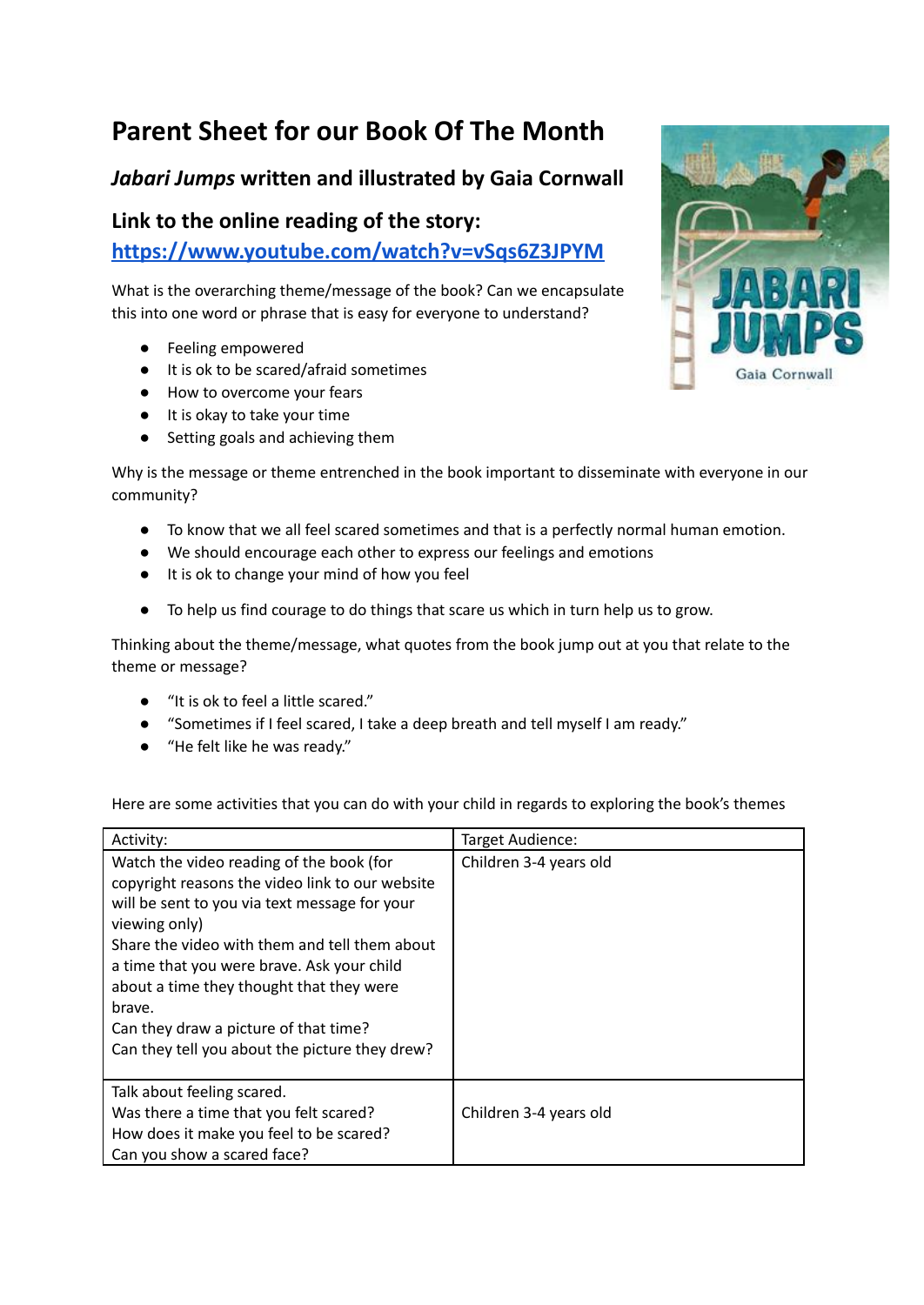# Parent Sheet for our Book Of The Month

## *Jabari Jumps* written and illustrated by Gaia Cornwall

## Link to the online reading of the story:

[https://www.youtube.com/watch?v=vSqs6Z3JPYM](https://www.youtube.com/watch?v=vSqs6Z3JPYM)

What is the overarching theme/message of the book? Can we encapsulate this into one word or phrase that is easy for everyone to understand?

- Feeling empowered
- It is ok to be scared/afraid sometimes
- How to overcome your fears
- It is okay to take your time
- Setting goals and achieving them

Why is the message or theme entrenched in the book important to disseminate with everyone in our community?

- To know that we all feel scared sometimes and that is a perfectly normal human emotion.
- We should encourage each other to express our feelings and emotions
- It is ok to change your mind of how you feel
- To help us find courage to do things that scare us which in turn help us to grow.

Thinking about the theme/message, what quotes from the book jump out at you that relate to the theme or message?

- "It is ok to feel a little scared."
- "Sometimes if I feel scared, I take a deep breath and tell myself I am ready."
- "He felt like he was ready."

Here are some activities that you can do with your child in regards to exploring the book's themes

| Activity: | Target Audience: |
|---|---|
| Watch the video reading of the book (for copyright reasons the video link to our website will be sent to you via text message for your viewing only)<br>Share the video with them and tell them about a time that you were brave. Ask your child about a time they thought that they were brave.<br>Can they draw a picture of that time?<br>Can they tell you about the picture they drew? | Children 3-4 years old |
| Talk about feeling scared.<br>Was there a time that you felt scared?<br>How does it make you feel to be scared?<br>Can you show a scared face? | Children 3-4 years old |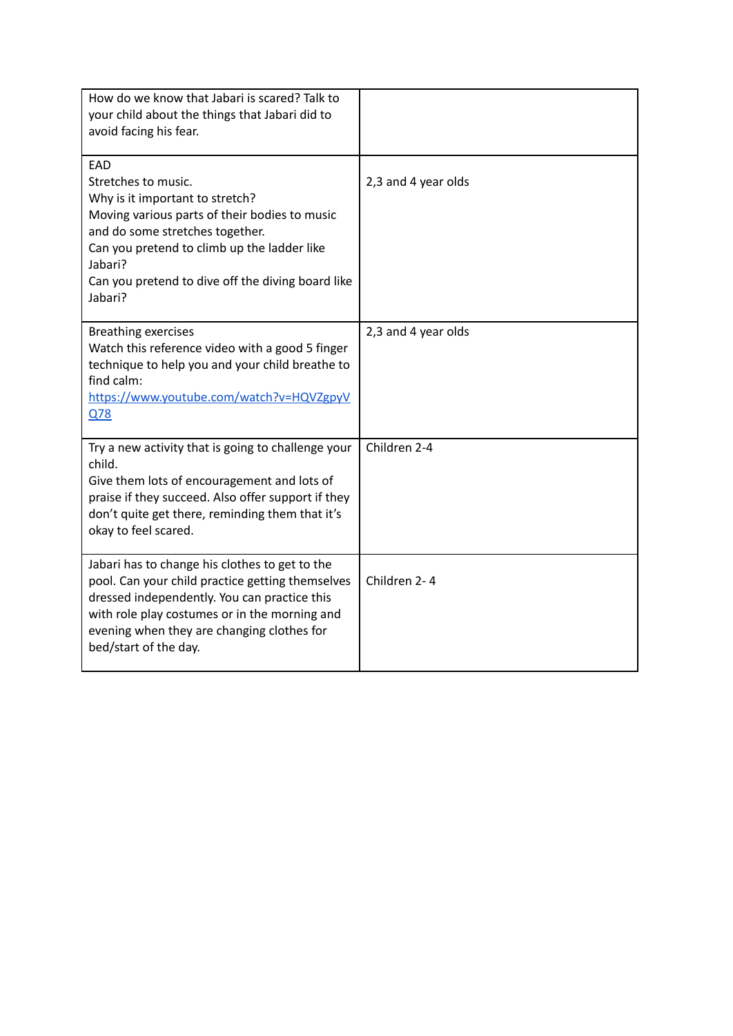| | |
|---|---|
| How do we know that Jabari is scared? Talk to your child about the things that Jabari did to avoid facing his fear. | |
| EAD<br>Stretches to music.<br>Why is it important to stretch?<br>Moving various parts of their bodies to music and do some stretches together.<br>Can you pretend to climb up the ladder like Jabari?<br>Can you pretend to dive off the diving board like Jabari? | 2,3 and 4 year olds |
| Breathing exercises<br>Watch this reference video with a good 5 finger technique to help you and your child breathe to find calm:<br>[https://www.youtube.com/watch?v=HQVZgpyVQ78](https://www.youtube.com/watch?v=HQVZgpyVQ78) | 2,3 and 4 year olds |
| Try a new activity that is going to challenge your child.<br>Give them lots of encouragement and lots of praise if they succeed. Also offer support if they don't quite get there, reminding them that it's okay to feel scared. | Children 2-4 |
| Jabari has to change his clothes to get to the pool. Can your child practice getting themselves dressed independently. You can practice this with role play costumes or in the morning and evening when they are changing clothes for bed/start of the day. | Children 2- 4 |